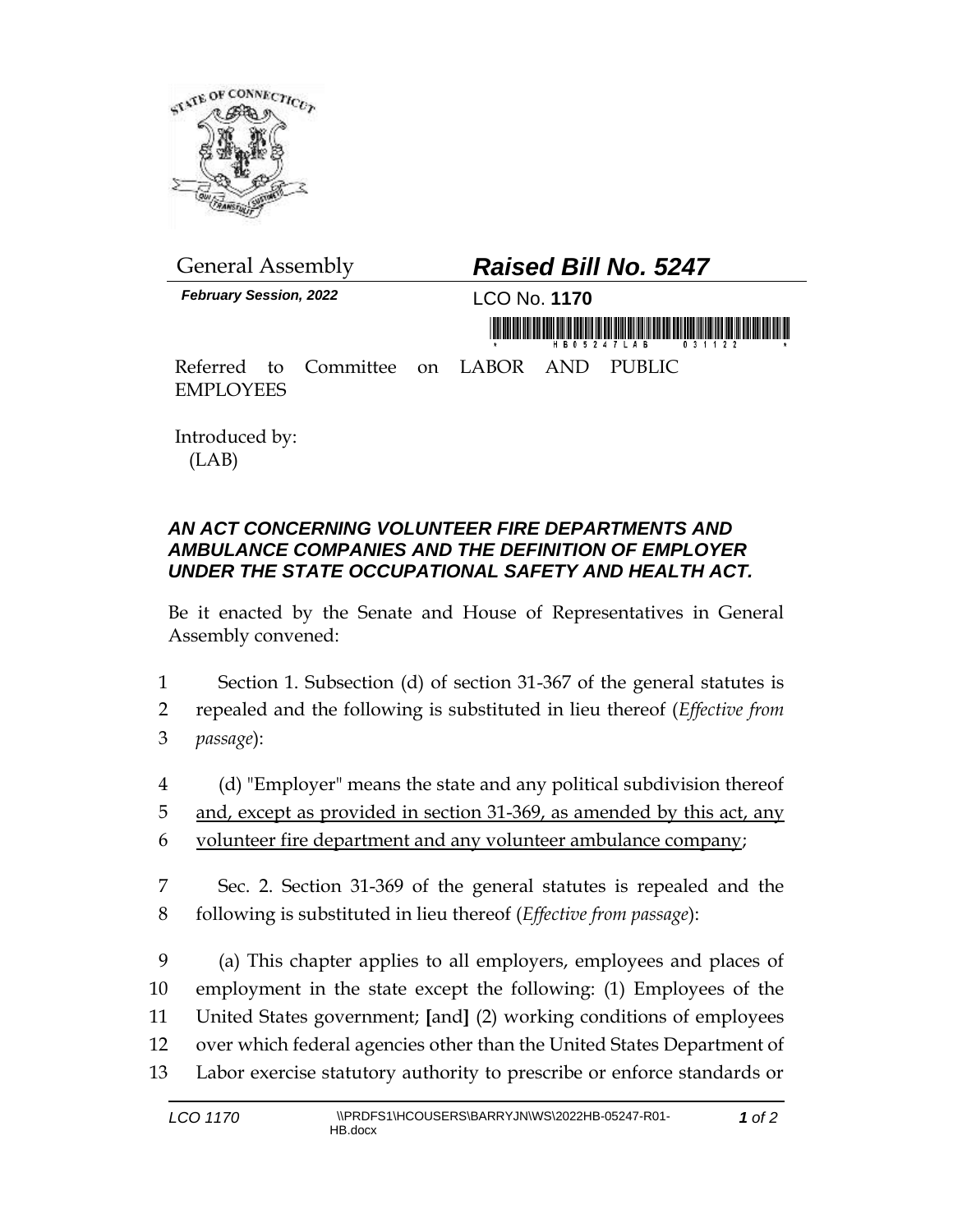General Assembly

# *Raised Bill No. 5247*

***February Session, 2022***

LCO No. **1170**

Referred to Committee on LABOR AND PUBLIC EMPLOYEES

Introduced by:
(LAB)

### *AN ACT CONCERNING VOLUNTEER FIRE DEPARTMENTS AND AMBULANCE COMPANIES AND THE DEFINITION OF EMPLOYER UNDER THE STATE OCCUPATIONAL SAFETY AND HEALTH ACT.*

Be it enacted by the Senate and House of Representatives in General Assembly convened:

1 Section 1. Subsection (d) of section 31-367 of the general statutes is
2 repealed and the following is substituted in lieu thereof (*Effective from*
3 *passage*):

4 (d) "Employer" means the state and any political subdivision thereof
5 <u>and, except as provided in section 31-369, as amended by this act, any</u>
6 <u>volunteer fire department and any volunteer ambulance company</u>;

7 Sec. 2. Section 31-369 of the general statutes is repealed and the
8 following is substituted in lieu thereof (*Effective from passage*):

9 (a) This chapter applies to all employers, employees and places of
10 employment in the state except the following: (1) Employees of the
11 United States government; **[**and**]** (2) working conditions of employees
12 over which federal agencies other than the United States Department of
13 Labor exercise statutory authority to prescribe or enforce standards or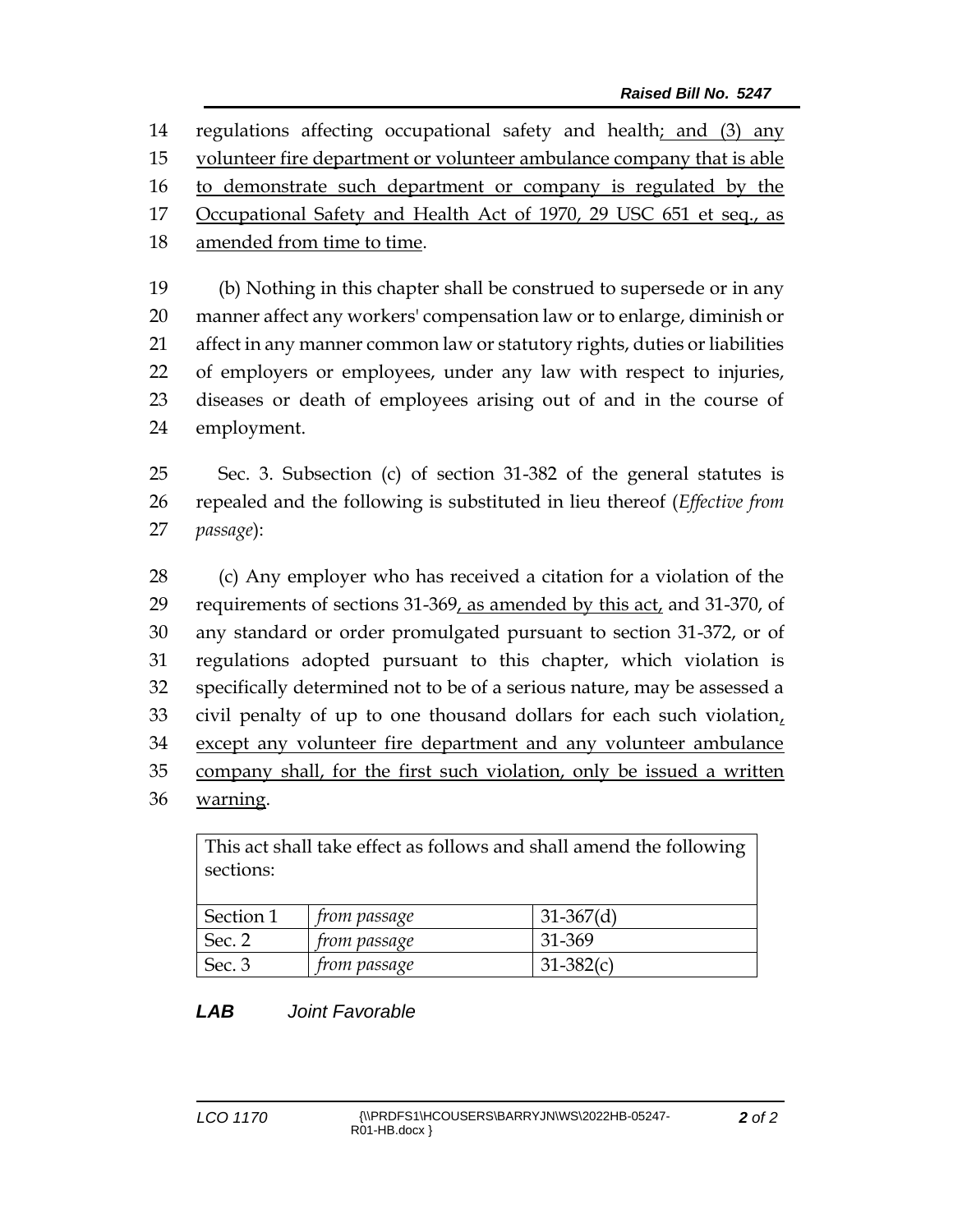regulations affecting occupational safety and health; and (3) any volunteer fire department or volunteer ambulance company that is able to demonstrate such department or company is regulated by the Occupational Safety and Health Act of 1970, 29 USC 651 et seq., as amended from time to time.

(b) Nothing in this chapter shall be construed to supersede or in any manner affect any workers' compensation law or to enlarge, diminish or affect in any manner common law or statutory rights, duties or liabilities of employers or employees, under any law with respect to injuries, diseases or death of employees arising out of and in the course of employment.

Sec. 3. Subsection (c) of section 31-382 of the general statutes is repealed and the following is substituted in lieu thereof (*Effective from passage*):

(c) Any employer who has received a citation for a violation of the requirements of sections 31-369, as amended by this act, and 31-370, of any standard or order promulgated pursuant to section 31-372, or of regulations adopted pursuant to this chapter, which violation is specifically determined not to be of a serious nature, may be assessed a civil penalty of up to one thousand dollars for each such violation, except any volunteer fire department and any volunteer ambulance company shall, for the first such violation, only be issued a written warning.

| This act shall take effect as follows and shall amend the following sections: | | |
|---|---|---|
| Section 1 | *from passage* | 31-367(d) |
| Sec. 2 | *from passage* | 31-369 |
| Sec. 3 | *from passage* | 31-382(c) |

***LAB*** *Joint Favorable*